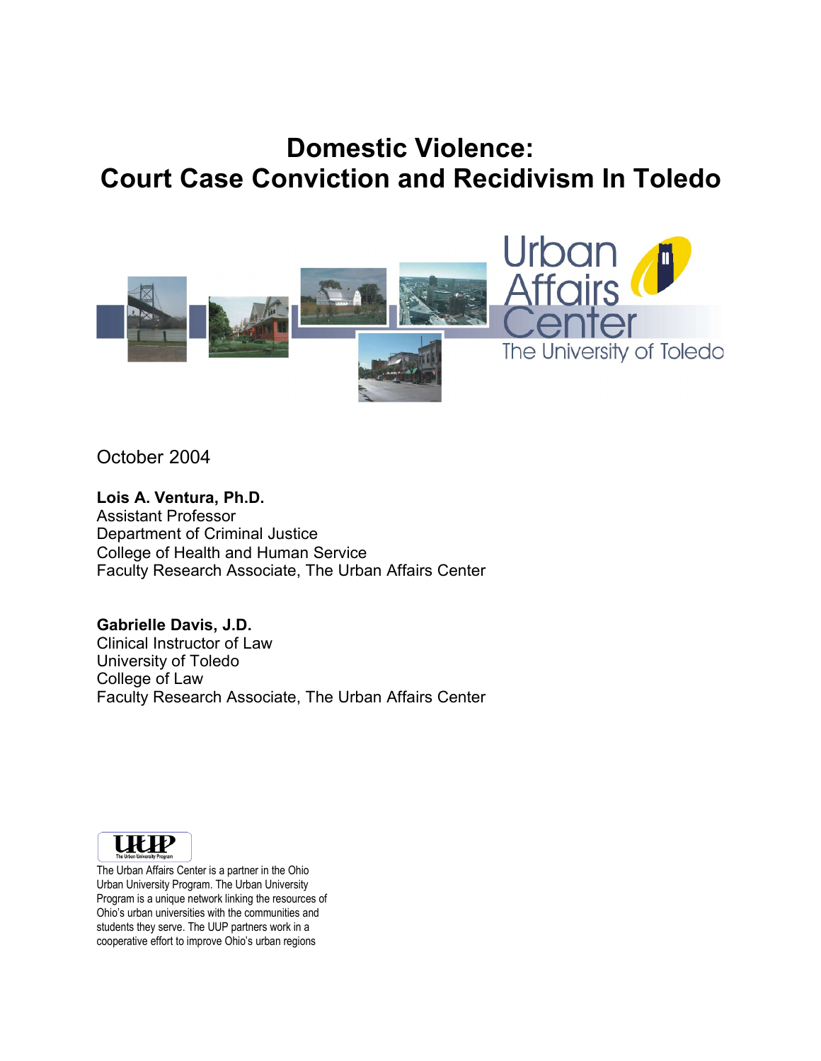# Domestic Violence: Court Case Conviction and Recidivism In Toledo

Urban Affairs Center
The University of Toledo

October 2004

**Lois A. Ventura, Ph.D.**
Assistant Professor
Department of Criminal Justice
College of Health and Human Service
Faculty Research Associate, The Urban Affairs Center

**Gabrielle Davis, J.D.**
Clinical Instructor of Law
University of Toledo
College of Law
Faculty Research Associate, The Urban Affairs Center

UUP
The Urban University Program

The Urban Affairs Center is a partner in the Ohio Urban University Program. The Urban University Program is a unique network linking the resources of Ohio's urban universities with the communities and students they serve. The UUP partners work in a cooperative effort to improve Ohio's urban regions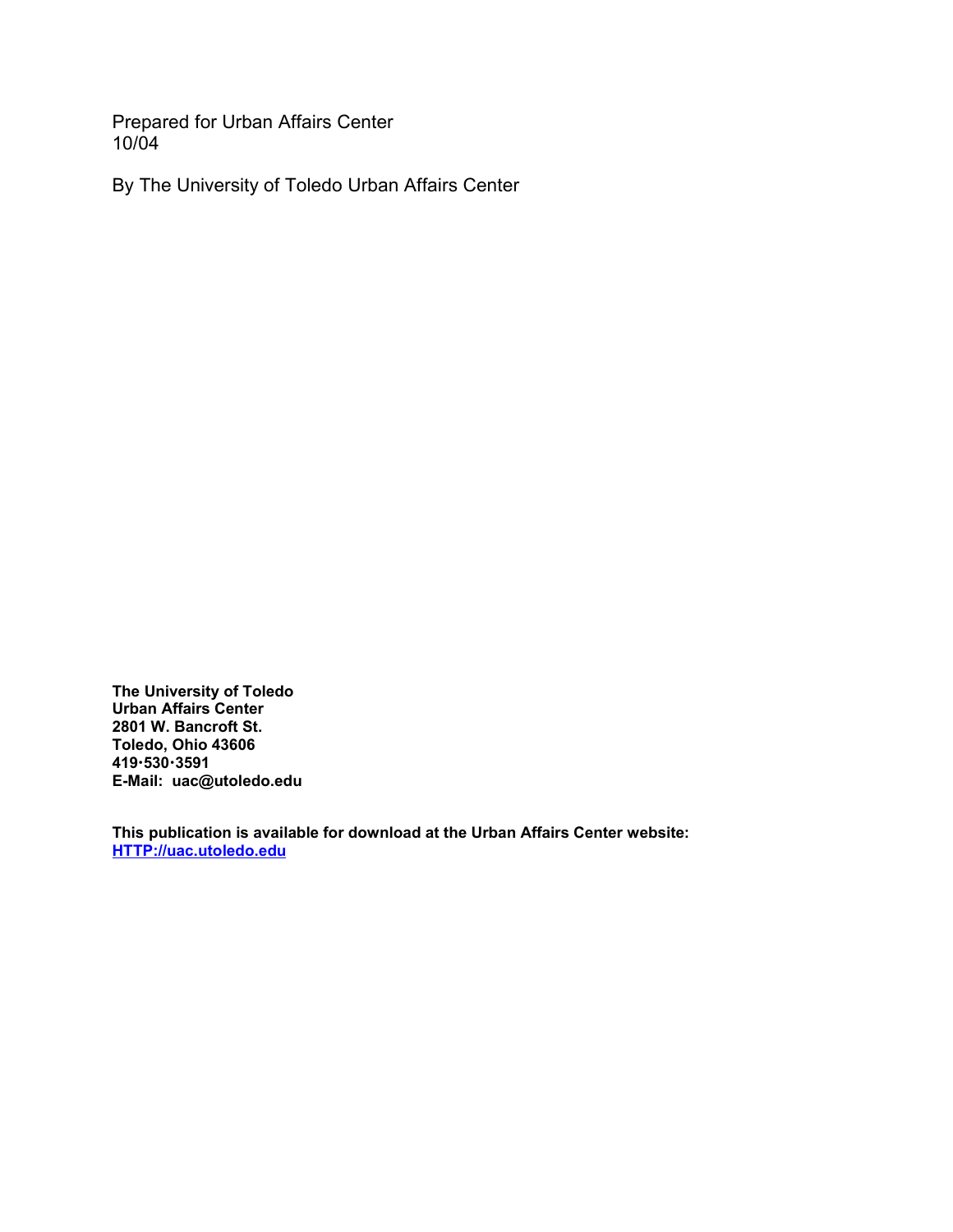Prepared for Urban Affairs Center
10/04

By The University of Toledo Urban Affairs Center

**The University of Toledo**
**Urban Affairs Center**
**2801 W. Bancroft St.**
**Toledo, Ohio 43606**
**419·530·3591**
**E-Mail: uac@utoledo.edu**

**This publication is available for download at the Urban Affairs Center website:**
**[HTTP://uac.utoledo.edu](HTTP://uac.utoledo.edu)**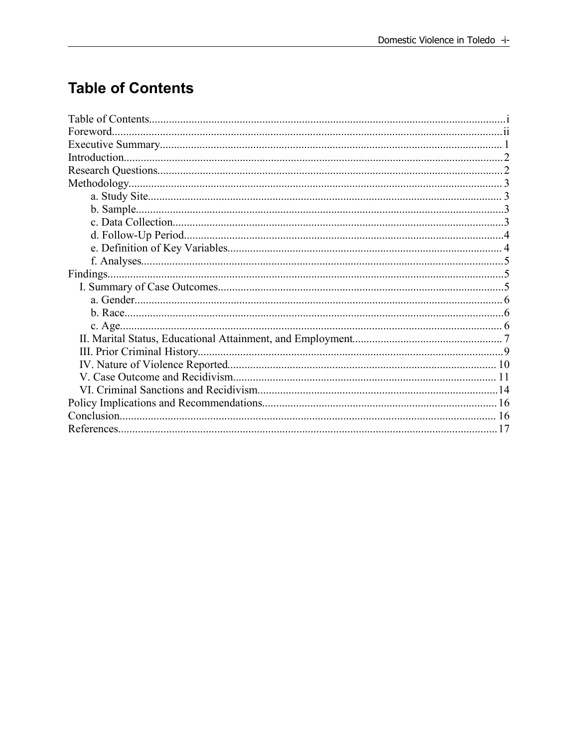# Table of Contents

Table of Contents.....i
Foreword.....ii
Executive Summary.....1
Introduction.....2
Research Questions.....2
Methodology.....3
- a. Study Site.....3
- b. Sample.....3
- c. Data Collection.....3
- d. Follow-Up Period.....4
- e. Definition of Key Variables.....4
- f. Analyses.....5

Findings.....5
- I. Summary of Case Outcomes.....5
  - a. Gender.....6
  - b. Race.....6
  - c. Age.....6
- II. Marital Status, Educational Attainment, and Employment.....7
- III. Prior Criminal History.....9
- IV. Nature of Violence Reported.....10
- V. Case Outcome and Recidivism.....11
- VI. Criminal Sanctions and Recidivism.....14

Policy Implications and Recommendations.....16
Conclusion.....16
References.....17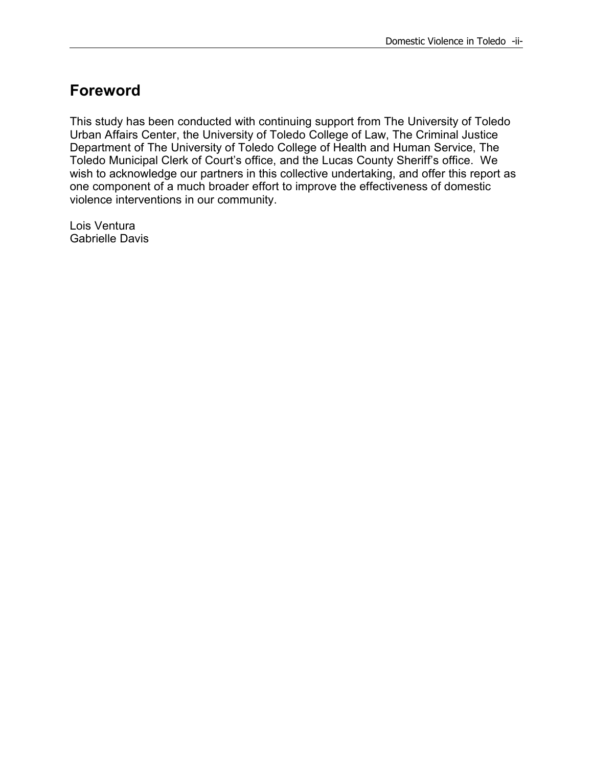## Foreword

This study has been conducted with continuing support from The University of Toledo Urban Affairs Center, the University of Toledo College of Law, The Criminal Justice Department of The University of Toledo College of Health and Human Service, The Toledo Municipal Clerk of Court's office, and the Lucas County Sheriff's office. We wish to acknowledge our partners in this collective undertaking, and offer this report as one component of a much broader effort to improve the effectiveness of domestic violence interventions in our community.

Lois Ventura
Gabrielle Davis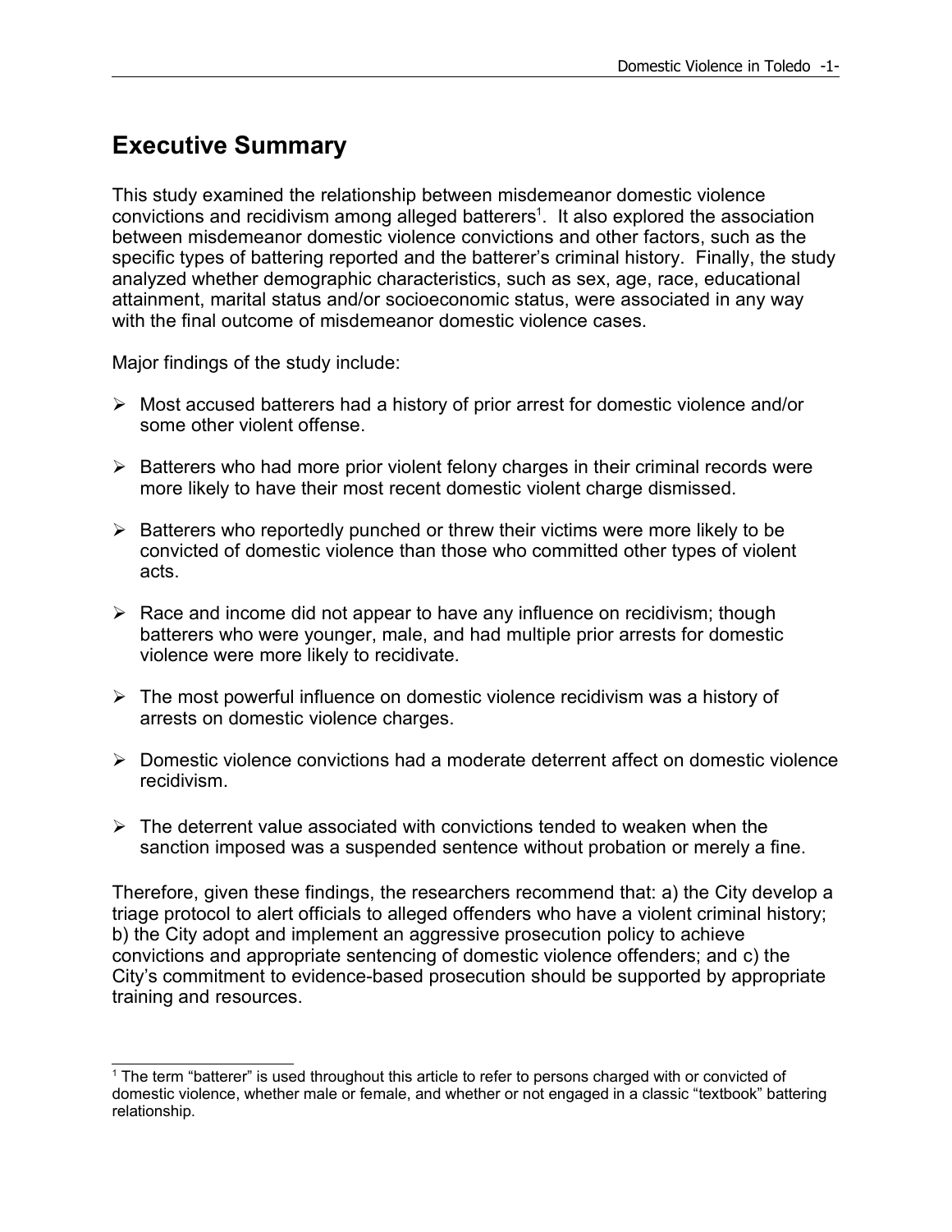# Executive Summary

This study examined the relationship between misdemeanor domestic violence convictions and recidivism among alleged batterers[1]. It also explored the association between misdemeanor domestic violence convictions and other factors, such as the specific types of battering reported and the batterer's criminal history. Finally, the study analyzed whether demographic characteristics, such as sex, age, race, educational attainment, marital status and/or socioeconomic status, were associated in any way with the final outcome of misdemeanor domestic violence cases.

Major findings of the study include:

- Most accused batterers had a history of prior arrest for domestic violence and/or some other violent offense.
- Batterers who had more prior violent felony charges in their criminal records were more likely to have their most recent domestic violent charge dismissed.
- Batterers who reportedly punched or threw their victims were more likely to be convicted of domestic violence than those who committed other types of violent acts.
- Race and income did not appear to have any influence on recidivism; though batterers who were younger, male, and had multiple prior arrests for domestic violence were more likely to recidivate.
- The most powerful influence on domestic violence recidivism was a history of arrests on domestic violence charges.
- Domestic violence convictions had a moderate deterrent affect on domestic violence recidivism.
- The deterrent value associated with convictions tended to weaken when the sanction imposed was a suspended sentence without probation or merely a fine.

Therefore, given these findings, the researchers recommend that: a) the City develop a triage protocol to alert officials to alleged offenders who have a violent criminal history; b) the City adopt and implement an aggressive prosecution policy to achieve convictions and appropriate sentencing of domestic violence offenders; and c) the City's commitment to evidence-based prosecution should be supported by appropriate training and resources.

[1] The term "batterer" is used throughout this article to refer to persons charged with or convicted of domestic violence, whether male or female, and whether or not engaged in a classic "textbook" battering relationship.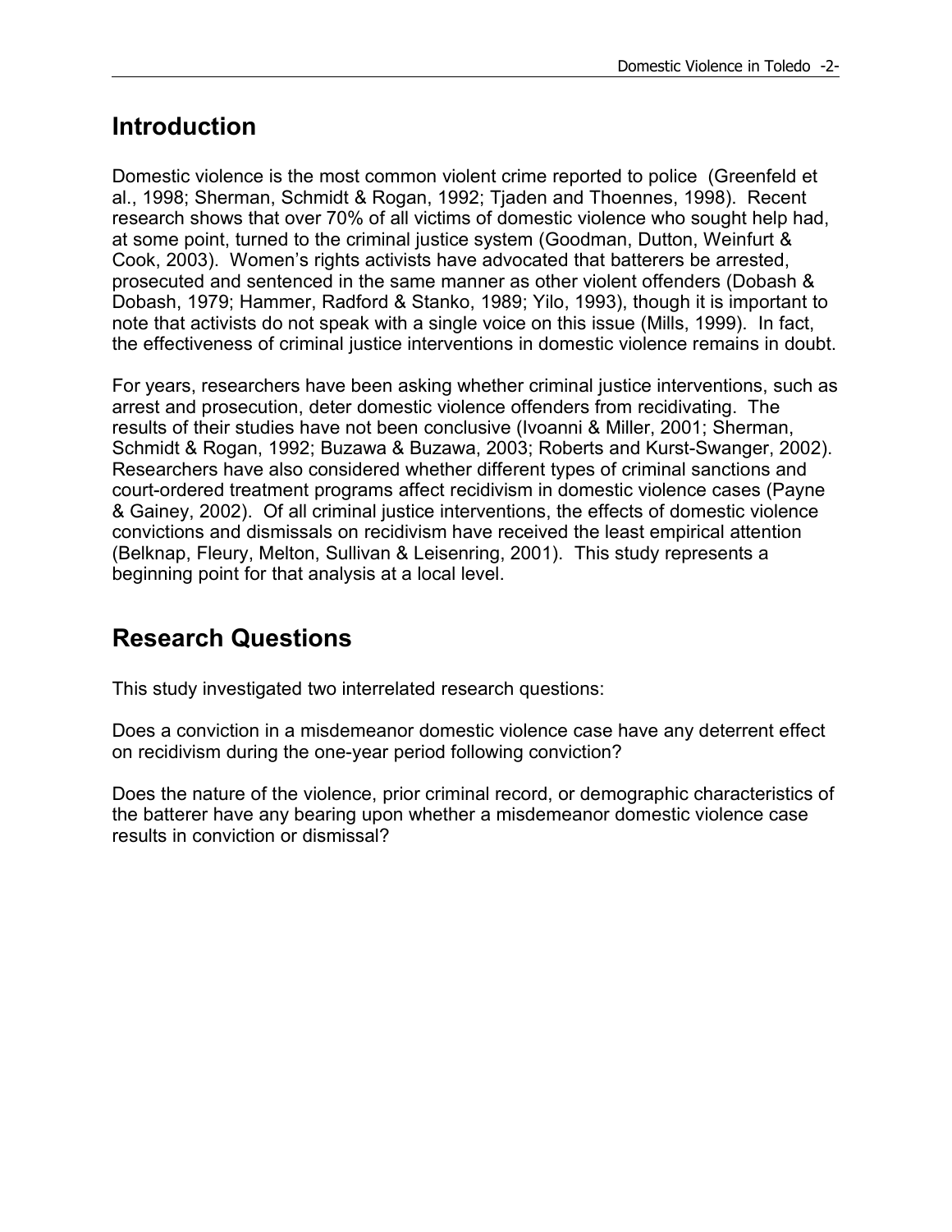## Introduction

Domestic violence is the most common violent crime reported to police (Greenfeld et al., 1998; Sherman, Schmidt & Rogan, 1992; Tjaden and Thoennes, 1998). Recent research shows that over 70% of all victims of domestic violence who sought help had, at some point, turned to the criminal justice system (Goodman, Dutton, Weinfurt & Cook, 2003). Women's rights activists have advocated that batterers be arrested, prosecuted and sentenced in the same manner as other violent offenders (Dobash & Dobash, 1979; Hammer, Radford & Stanko, 1989; Yilo, 1993), though it is important to note that activists do not speak with a single voice on this issue (Mills, 1999). In fact, the effectiveness of criminal justice interventions in domestic violence remains in doubt.

For years, researchers have been asking whether criminal justice interventions, such as arrest and prosecution, deter domestic violence offenders from recidivating. The results of their studies have not been conclusive (Ivoanni & Miller, 2001; Sherman, Schmidt & Rogan, 1992; Buzawa & Buzawa, 2003; Roberts and Kurst-Swanger, 2002). Researchers have also considered whether different types of criminal sanctions and court-ordered treatment programs affect recidivism in domestic violence cases (Payne & Gainey, 2002). Of all criminal justice interventions, the effects of domestic violence convictions and dismissals on recidivism have received the least empirical attention (Belknap, Fleury, Melton, Sullivan & Leisenring, 2001). This study represents a beginning point for that analysis at a local level.

## Research Questions

This study investigated two interrelated research questions:

Does a conviction in a misdemeanor domestic violence case have any deterrent effect on recidivism during the one-year period following conviction?

Does the nature of the violence, prior criminal record, or demographic characteristics of the batterer have any bearing upon whether a misdemeanor domestic violence case results in conviction or dismissal?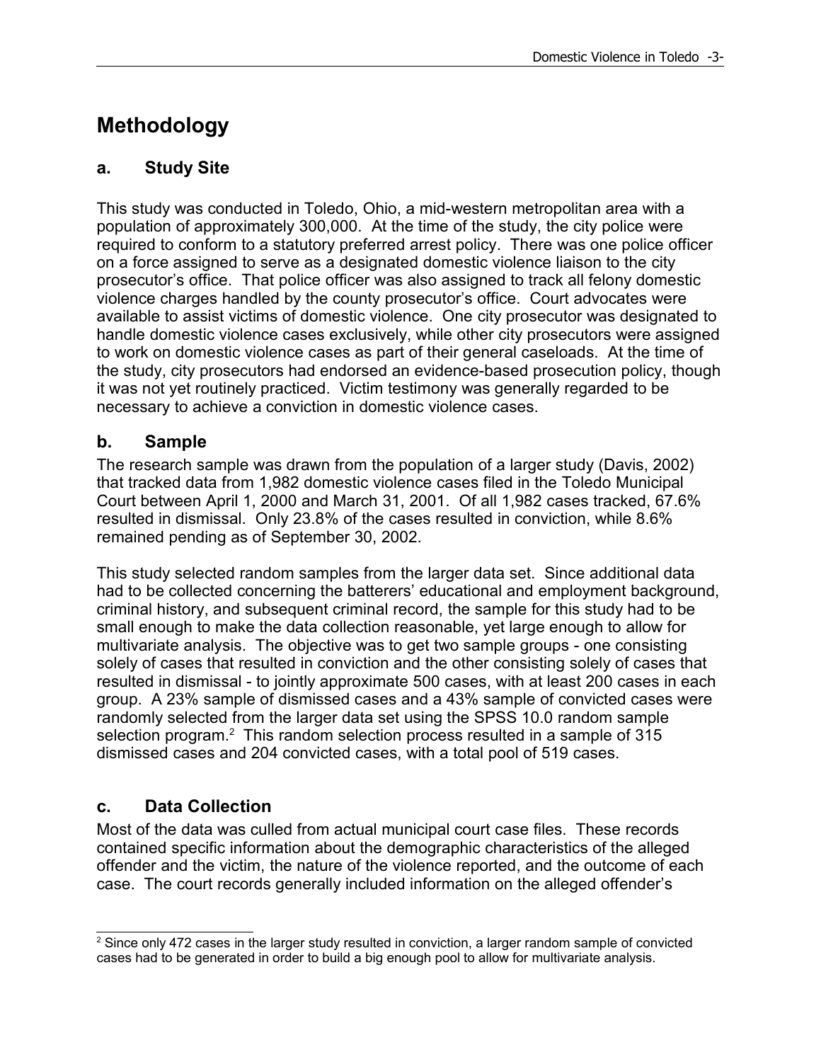# Methodology

## a. Study Site

This study was conducted in Toledo, Ohio, a mid-western metropolitan area with a population of approximately 300,000. At the time of the study, the city police were required to conform to a statutory preferred arrest policy. There was one police officer on a force assigned to serve as a designated domestic violence liaison to the city prosecutor's office. That police officer was also assigned to track all felony domestic violence charges handled by the county prosecutor's office. Court advocates were available to assist victims of domestic violence. One city prosecutor was designated to handle domestic violence cases exclusively, while other city prosecutors were assigned to work on domestic violence cases as part of their general caseloads. At the time of the study, city prosecutors had endorsed an evidence-based prosecution policy, though it was not yet routinely practiced. Victim testimony was generally regarded to be necessary to achieve a conviction in domestic violence cases.

## b. Sample

The research sample was drawn from the population of a larger study (Davis, 2002) that tracked data from 1,982 domestic violence cases filed in the Toledo Municipal Court between April 1, 2000 and March 31, 2001. Of all 1,982 cases tracked, 67.6% resulted in dismissal. Only 23.8% of the cases resulted in conviction, while 8.6% remained pending as of September 30, 2002.

This study selected random samples from the larger data set. Since additional data had to be collected concerning the batterers' educational and employment background, criminal history, and subsequent criminal record, the sample for this study had to be small enough to make the data collection reasonable, yet large enough to allow for multivariate analysis. The objective was to get two sample groups - one consisting solely of cases that resulted in conviction and the other consisting solely of cases that resulted in dismissal - to jointly approximate 500 cases, with at least 200 cases in each group. A 23% sample of dismissed cases and a 43% sample of convicted cases were randomly selected from the larger data set using the SPSS 10.0 random sample selection program.[2] This random selection process resulted in a sample of 315 dismissed cases and 204 convicted cases, with a total pool of 519 cases.

## c. Data Collection

Most of the data was culled from actual municipal court case files. These records contained specific information about the demographic characteristics of the alleged offender and the victim, the nature of the violence reported, and the outcome of each case. The court records generally included information on the alleged offender's

[2] Since only 472 cases in the larger study resulted in conviction, a larger random sample of convicted cases had to be generated in order to build a big enough pool to allow for multivariate analysis.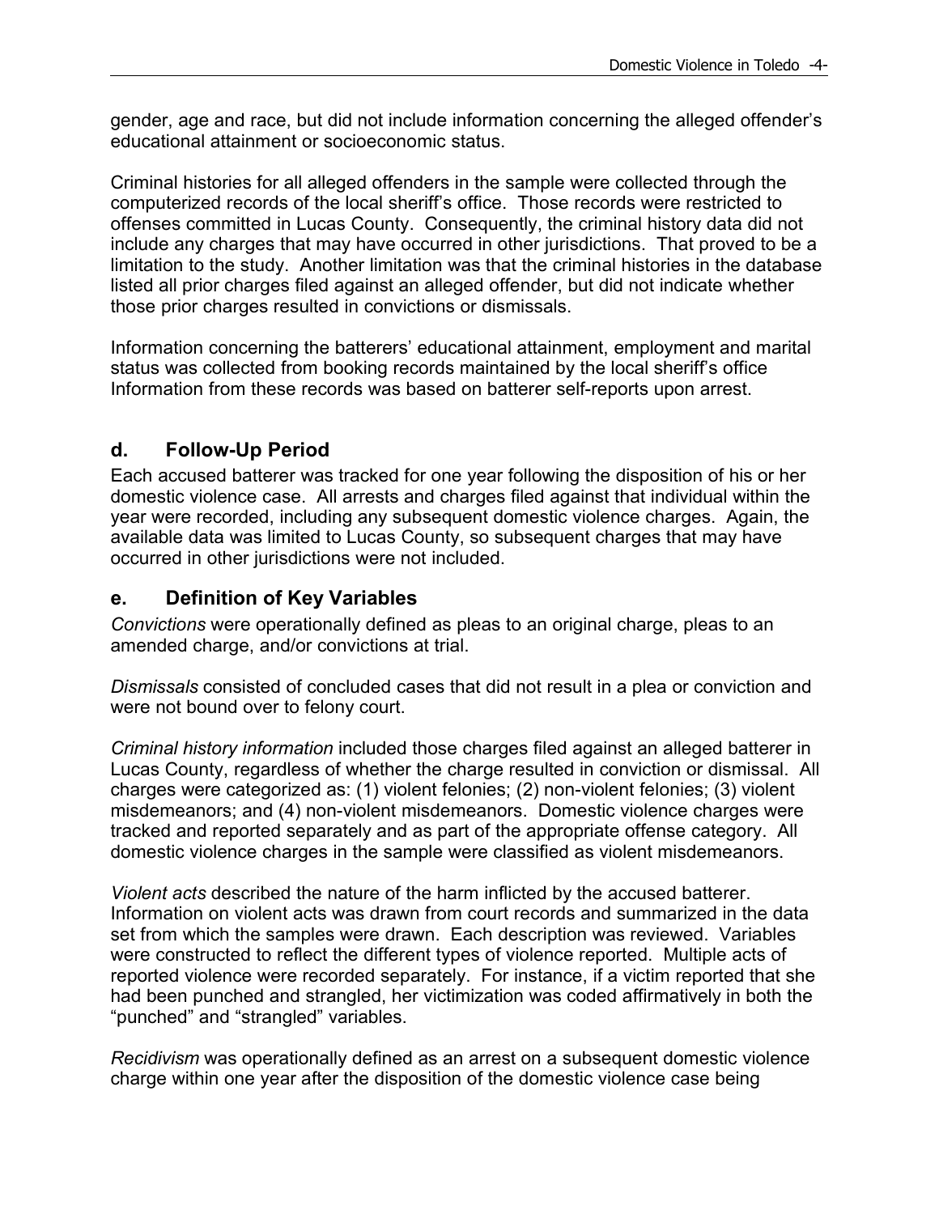gender, age and race, but did not include information concerning the alleged offender's educational attainment or socioeconomic status.

Criminal histories for all alleged offenders in the sample were collected through the computerized records of the local sheriff's office. Those records were restricted to offenses committed in Lucas County. Consequently, the criminal history data did not include any charges that may have occurred in other jurisdictions. That proved to be a limitation to the study. Another limitation was that the criminal histories in the database listed all prior charges filed against an alleged offender, but did not indicate whether those prior charges resulted in convictions or dismissals.

Information concerning the batterers' educational attainment, employment and marital status was collected from booking records maintained by the local sheriff's office Information from these records was based on batterer self-reports upon arrest.

## d. Follow-Up Period

Each accused batterer was tracked for one year following the disposition of his or her domestic violence case. All arrests and charges filed against that individual within the year were recorded, including any subsequent domestic violence charges. Again, the available data was limited to Lucas County, so subsequent charges that may have occurred in other jurisdictions were not included.

## e. Definition of Key Variables

*Convictions* were operationally defined as pleas to an original charge, pleas to an amended charge, and/or convictions at trial.

*Dismissals* consisted of concluded cases that did not result in a plea or conviction and were not bound over to felony court.

*Criminal history information* included those charges filed against an alleged batterer in Lucas County, regardless of whether the charge resulted in conviction or dismissal. All charges were categorized as: (1) violent felonies; (2) non-violent felonies; (3) violent misdemeanors; and (4) non-violent misdemeanors. Domestic violence charges were tracked and reported separately and as part of the appropriate offense category. All domestic violence charges in the sample were classified as violent misdemeanors.

*Violent acts* described the nature of the harm inflicted by the accused batterer. Information on violent acts was drawn from court records and summarized in the data set from which the samples were drawn. Each description was reviewed. Variables were constructed to reflect the different types of violence reported. Multiple acts of reported violence were recorded separately. For instance, if a victim reported that she had been punched and strangled, her victimization was coded affirmatively in both the "punched" and "strangled" variables.

*Recidivism* was operationally defined as an arrest on a subsequent domestic violence charge within one year after the disposition of the domestic violence case being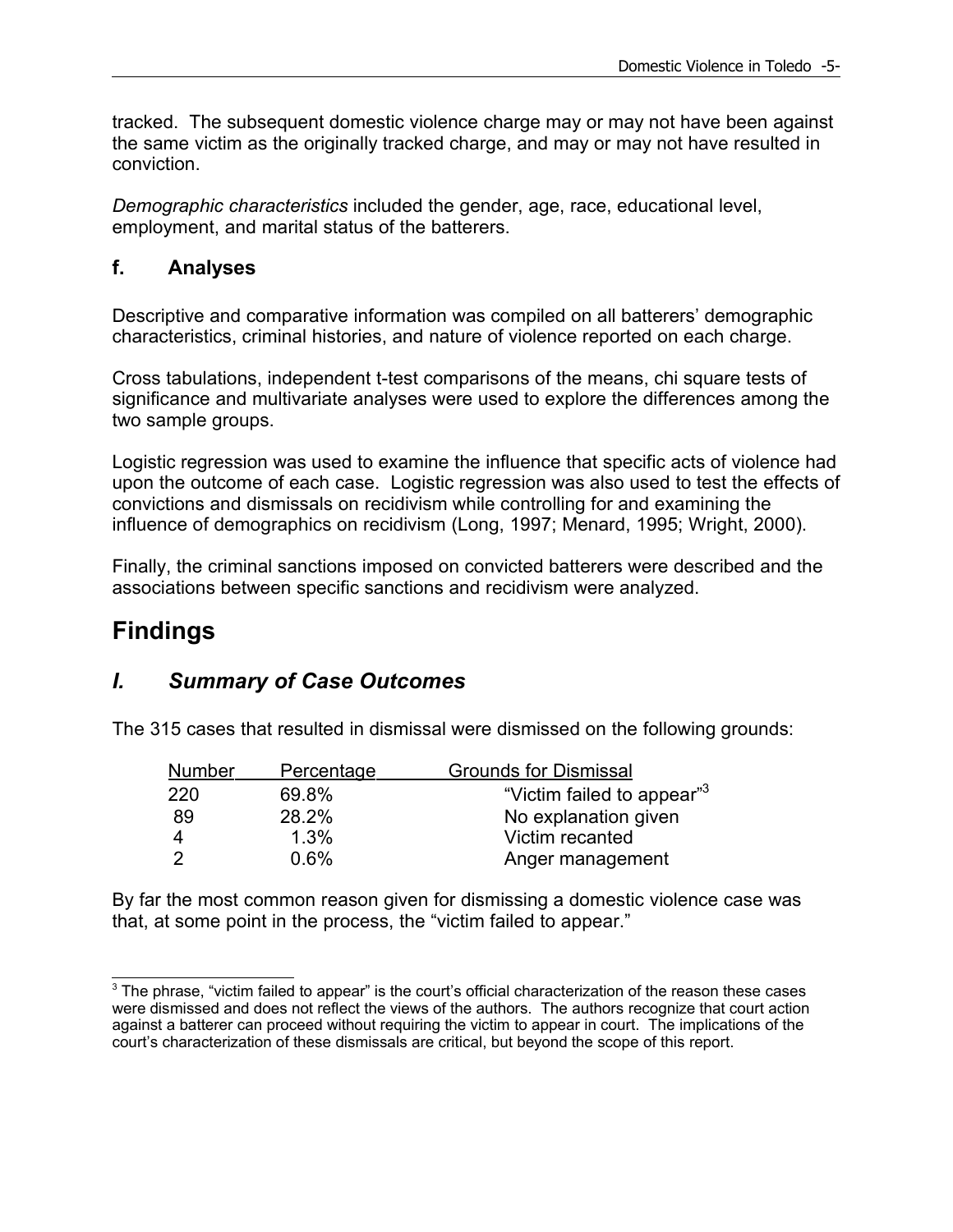tracked. The subsequent domestic violence charge may or may not have been against the same victim as the originally tracked charge, and may or may not have resulted in conviction.

*Demographic characteristics* included the gender, age, race, educational level, employment, and marital status of the batterers.

### f. Analyses

Descriptive and comparative information was compiled on all batterers' demographic characteristics, criminal histories, and nature of violence reported on each charge.

Cross tabulations, independent t-test comparisons of the means, chi square tests of significance and multivariate analyses were used to explore the differences among the two sample groups.

Logistic regression was used to examine the influence that specific acts of violence had upon the outcome of each case. Logistic regression was also used to test the effects of convictions and dismissals on recidivism while controlling for and examining the influence of demographics on recidivism (Long, 1997; Menard, 1995; Wright, 2000).

Finally, the criminal sanctions imposed on convicted batterers were described and the associations between specific sanctions and recidivism were analyzed.

# Findings

## *I. Summary of Case Outcomes*

The 315 cases that resulted in dismissal were dismissed on the following grounds:

| Number | Percentage | Grounds for Dismissal |
|---|---|---|
| 220 | 69.8% | "Victim failed to appear"[3] |
| 89 | 28.2% | No explanation given |
| 4 | 1.3% | Victim recanted |
| 2 | 0.6% | Anger management |

By far the most common reason given for dismissing a domestic violence case was that, at some point in the process, the "victim failed to appear."

[3] The phrase, "victim failed to appear" is the court's official characterization of the reason these cases were dismissed and does not reflect the views of the authors. The authors recognize that court action against a batterer can proceed without requiring the victim to appear in court. The implications of the court's characterization of these dismissals are critical, but beyond the scope of this report.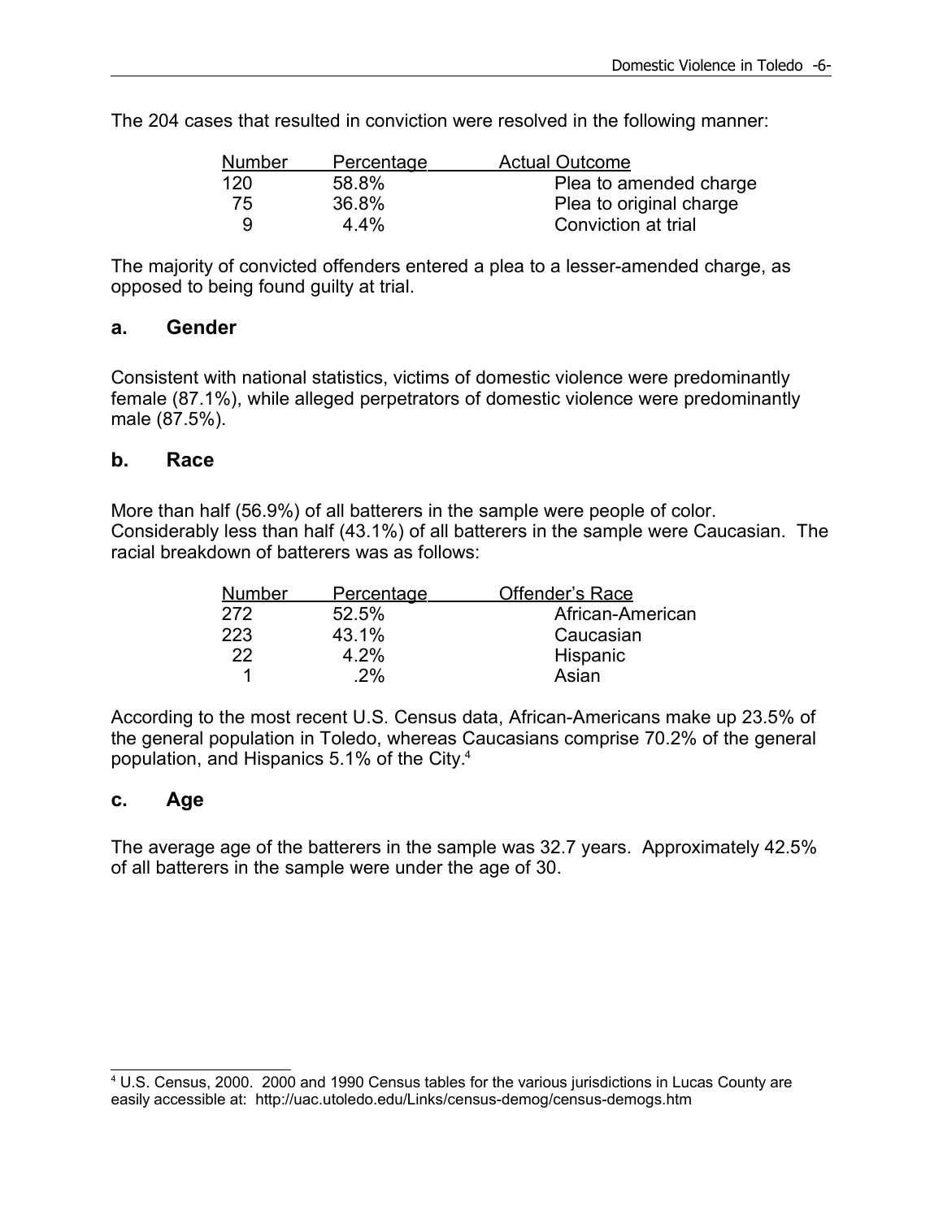The 204 cases that resulted in conviction were resolved in the following manner:

| Number | Percentage | Actual Outcome |
|---|---|---|
| 120 | 58.8% | Plea to amended charge |
| 75 | 36.8% | Plea to original charge |
| 9 | 4.4% | Conviction at trial |

The majority of convicted offenders entered a plea to a lesser-amended charge, as opposed to being found guilty at trial.

### a. Gender

Consistent with national statistics, victims of domestic violence were predominantly female (87.1%), while alleged perpetrators of domestic violence were predominantly male (87.5%).

### b. Race

More than half (56.9%) of all batterers in the sample were people of color. Considerably less than half (43.1%) of all batterers in the sample were Caucasian. The racial breakdown of batterers was as follows:

| Number | Percentage | Offender's Race |
|---|---|---|
| 272 | 52.5% | African-American |
| 223 | 43.1% | Caucasian |
| 22 | 4.2% | Hispanic |
| 1 | .2% | Asian |

According to the most recent U.S. Census data, African-Americans make up 23.5% of the general population in Toledo, whereas Caucasians comprise 70.2% of the general population, and Hispanics 5.1% of the City.[4]

### c. Age

The average age of the batterers in the sample was 32.7 years. Approximately 42.5% of all batterers in the sample were under the age of 30.

---

[4] U.S. Census, 2000. 2000 and 1990 Census tables for the various jurisdictions in Lucas County are easily accessible at: http://uac.utoledo.edu/Links/census-demog/census-demogs.htm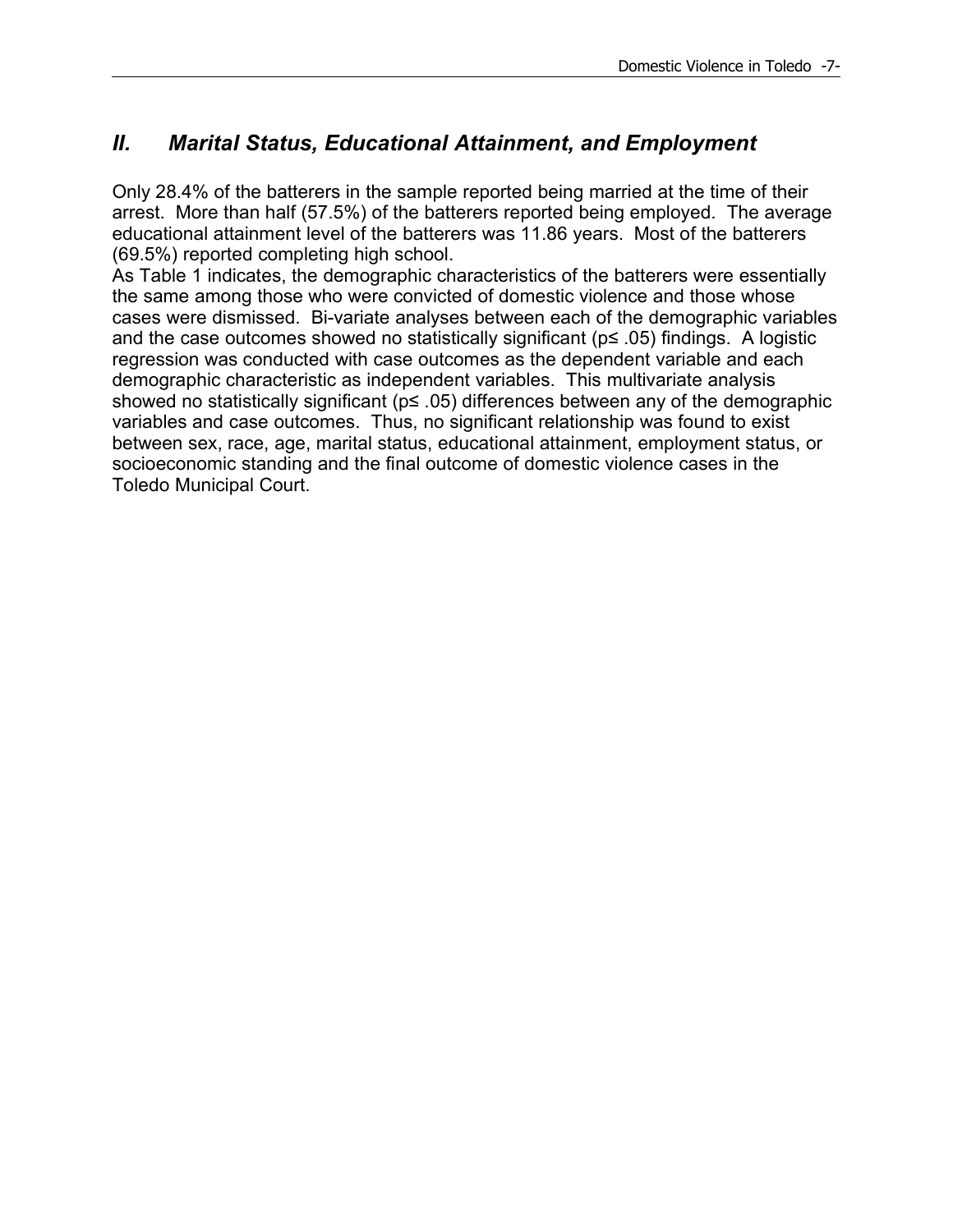## *II. Marital Status, Educational Attainment, and Employment*

Only 28.4% of the batterers in the sample reported being married at the time of their arrest. More than half (57.5%) of the batterers reported being employed. The average educational attainment level of the batterers was 11.86 years. Most of the batterers (69.5%) reported completing high school.

As Table 1 indicates, the demographic characteristics of the batterers were essentially the same among those who were convicted of domestic violence and those whose cases were dismissed. Bi-variate analyses between each of the demographic variables and the case outcomes showed no statistically significant ($p \leq .05$) findings. A logistic regression was conducted with case outcomes as the dependent variable and each demographic characteristic as independent variables. This multivariate analysis showed no statistically significant ($p \leq .05$) differences between any of the demographic variables and case outcomes. Thus, no significant relationship was found to exist between sex, race, age, marital status, educational attainment, employment status, or socioeconomic standing and the final outcome of domestic violence cases in the Toledo Municipal Court.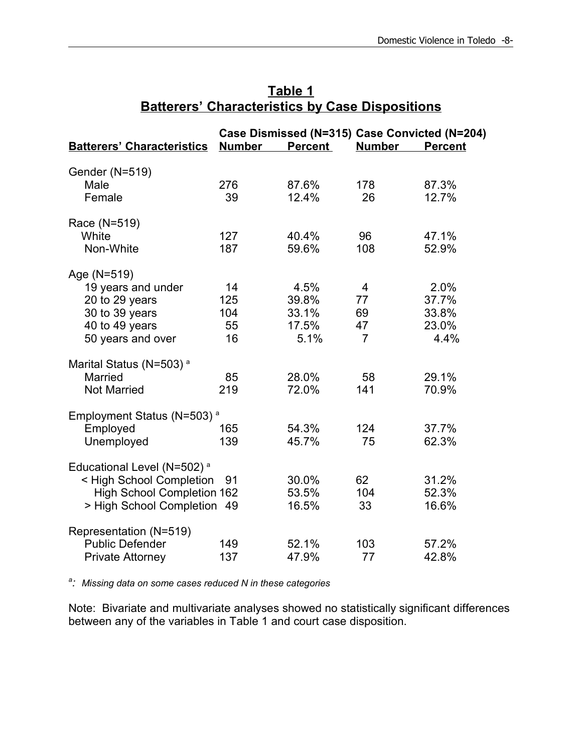## Table 1
## Batterers' Characteristics by Case Dispositions

| Batterers' Characteristics | Case Dismissed (N=315) | | Case Convicted (N=204) | |
|---|---|---|---|---|
| | Number | Percent | Number | Percent |
| Gender (N=519) | | | | |
| Male | 276 | 87.6% | 178 | 87.3% |
| Female | 39 | 12.4% | 26 | 12.7% |
| Race (N=519) | | | | |
| White | 127 | 40.4% | 96 | 47.1% |
| Non-White | 187 | 59.6% | 108 | 52.9% |
| Age (N=519) | | | | |
| 19 years and under | 14 | 4.5% | 4 | 2.0% |
| 20 to 29 years | 125 | 39.8% | 77 | 37.7% |
| 30 to 39 years | 104 | 33.1% | 69 | 33.8% |
| 40 to 49 years | 55 | 17.5% | 47 | 23.0% |
| 50 years and over | 16 | 5.1% | 7 | 4.4% |
| Marital Status (N=503) [a] | | | | |
| Married | 85 | 28.0% | 58 | 29.1% |
| Not Married | 219 | 72.0% | 141 | 70.9% |
| Employment Status (N=503) [a] | | | | |
| Employed | 165 | 54.3% | 124 | 37.7% |
| Unemployed | 139 | 45.7% | 75 | 62.3% |
| Educational Level (N=502) [a] | | | | |
| < High School Completion | 91 | 30.0% | 62 | 31.2% |
| High School Completion | 162 | 53.5% | 104 | 52.3% |
| > High School Completion | 49 | 16.5% | 33 | 16.6% |
| Representation (N=519) | | | | |
| Public Defender | 149 | 52.1% | 103 | 57.2% |
| Private Attorney | 137 | 47.9% | 77 | 42.8% |

[a]*: Missing data on some cases reduced N in these categories*

Note: Bivariate and multivariate analyses showed no statistically significant differences between any of the variables in Table 1 and court case disposition.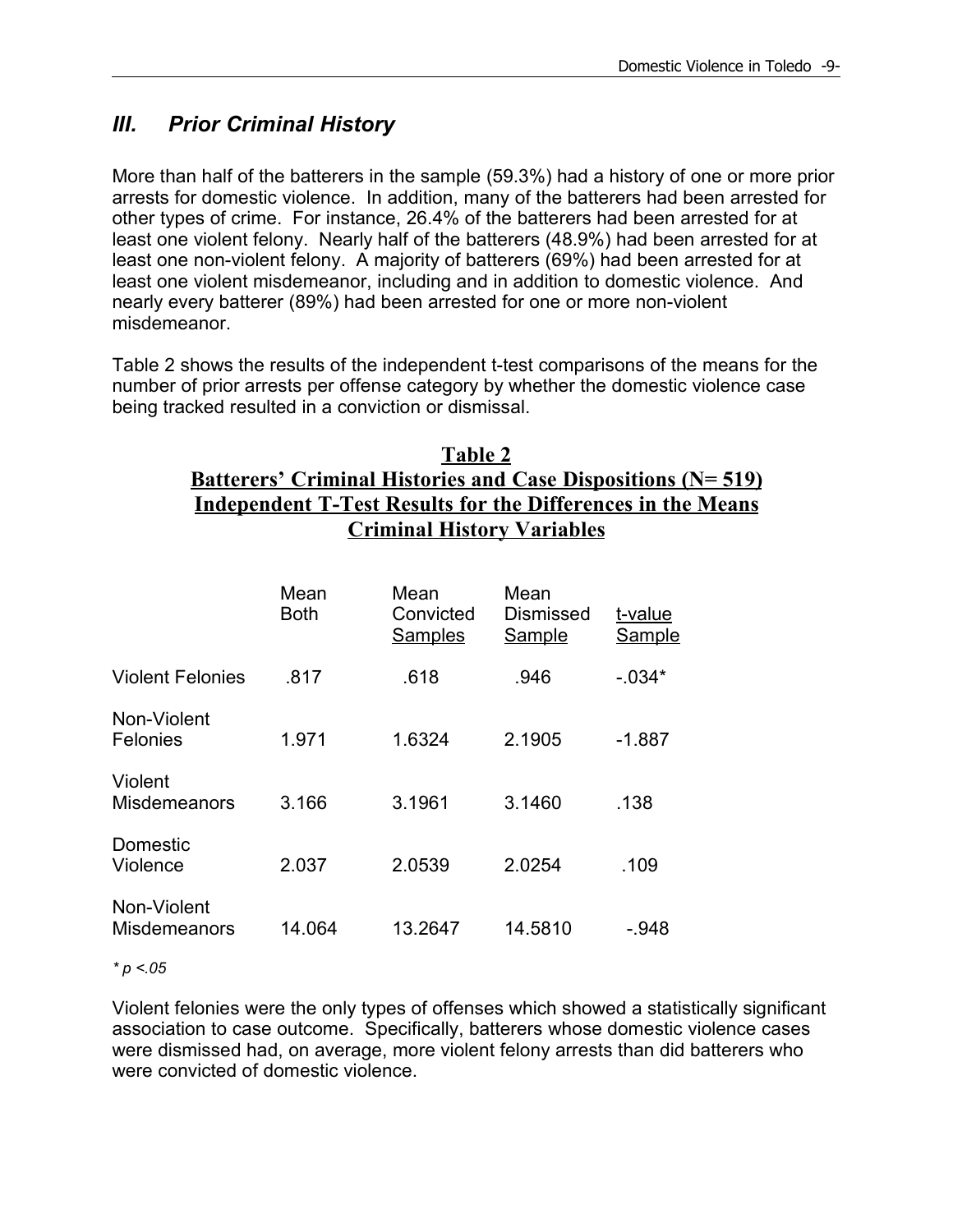## III. *Prior Criminal History*

More than half of the batterers in the sample (59.3%) had a history of one or more prior arrests for domestic violence. In addition, many of the batterers had been arrested for other types of crime. For instance, 26.4% of the batterers had been arrested for at least one violent felony. Nearly half of the batterers (48.9%) had been arrested for at least one non-violent felony. A majority of batterers (69%) had been arrested for at least one violent misdemeanor, including and in addition to domestic violence. And nearly every batterer (89%) had been arrested for one or more non-violent misdemeanor.

Table 2 shows the results of the independent t-test comparisons of the means for the number of prior arrests per offense category by whether the domestic violence case being tracked resulted in a conviction or dismissal.

**Table 2**
**Batterers' Criminal Histories and Case Dispositions (N= 519)**
**Independent T-Test Results for the Differences in the Means**
**Criminal History Variables**

| | Mean Both | Mean Convicted Samples | Mean Dismissed Sample | t-value Sample |
|---|---|---|---|---|
| Violent Felonies | .817 | .618 | .946 | -.034* |
| Non-Violent Felonies | 1.971 | 1.6324 | 2.1905 | -1.887 |
| Violent Misdemeanors | 3.166 | 3.1961 | 3.1460 | .138 |
| Domestic Violence | 2.037 | 2.0539 | 2.0254 | .109 |
| Non-Violent Misdemeanors | 14.064 | 13.2647 | 14.5810 | -.948 |

*\* $p < .05$*

Violent felonies were the only types of offenses which showed a statistically significant association to case outcome. Specifically, batterers whose domestic violence cases were dismissed had, on average, more violent felony arrests than did batterers who were convicted of domestic violence.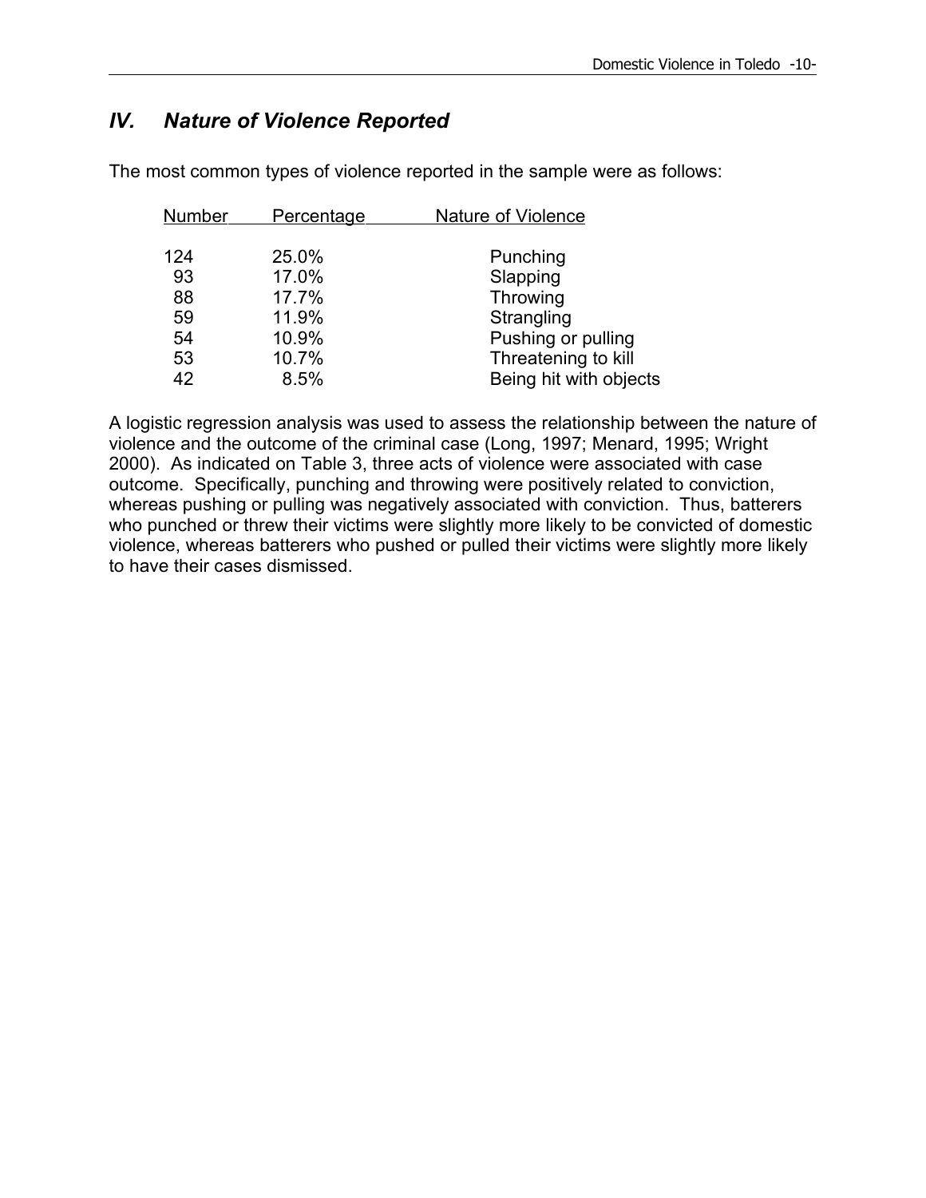## IV. *Nature of Violence Reported*

The most common types of violence reported in the sample were as follows:

| Number | Percentage | Nature of Violence |
|---|---|---|
| 124 | 25.0% | Punching |
| 93 | 17.0% | Slapping |
| 88 | 17.7% | Throwing |
| 59 | 11.9% | Strangling |
| 54 | 10.9% | Pushing or pulling |
| 53 | 10.7% | Threatening to kill |
| 42 | 8.5% | Being hit with objects |

A logistic regression analysis was used to assess the relationship between the nature of violence and the outcome of the criminal case (Long, 1997; Menard, 1995; Wright 2000). As indicated on Table 3, three acts of violence were associated with case outcome. Specifically, punching and throwing were positively related to conviction, whereas pushing or pulling was negatively associated with conviction. Thus, batterers who punched or threw their victims were slightly more likely to be convicted of domestic violence, whereas batterers who pushed or pulled their victims were slightly more likely to have their cases dismissed.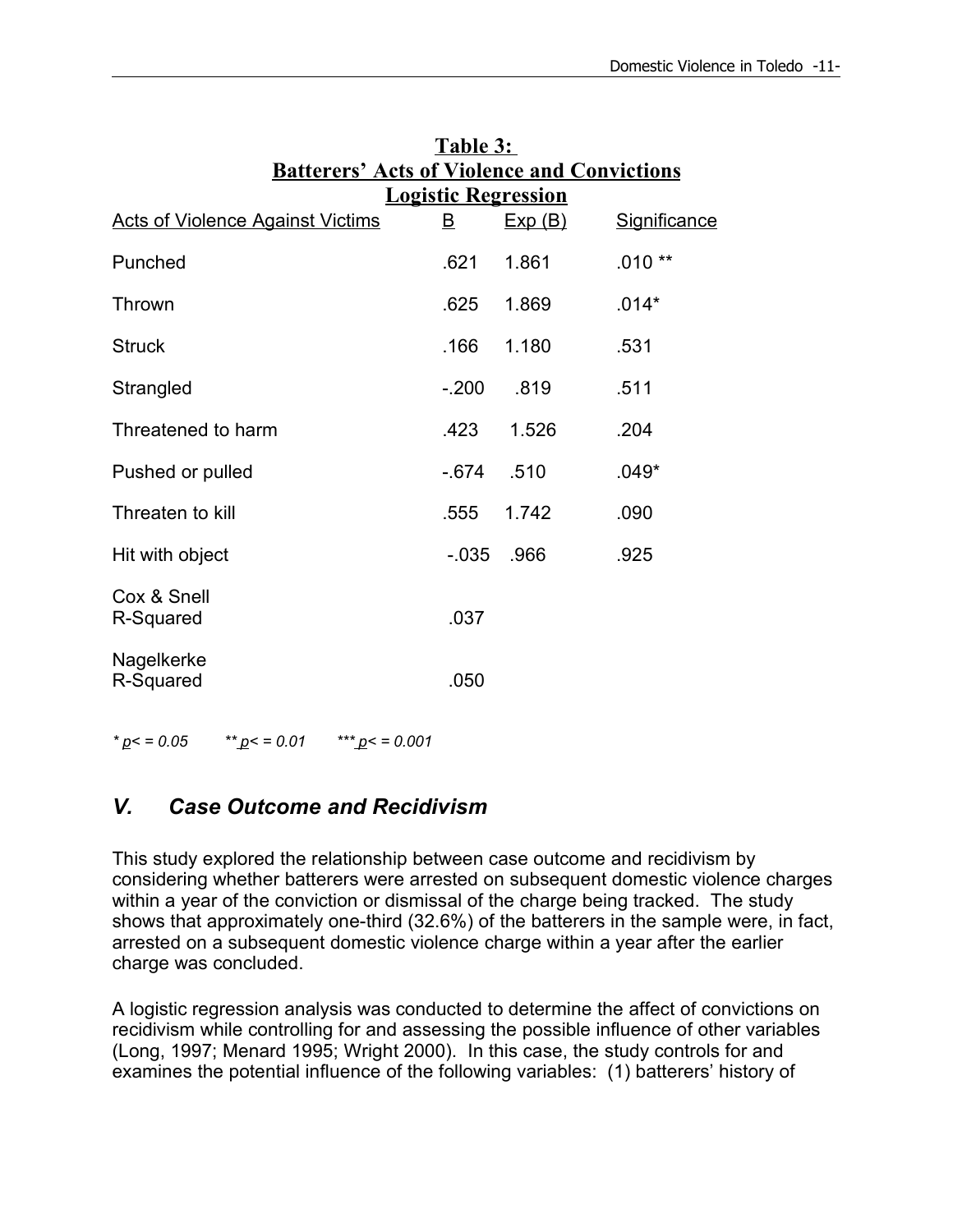**Table 3: Batterers' Acts of Violence and Convictions Logistic Regression**

| Acts of Violence Against Victims | B | Exp (B) | Significance |
|---|---|---|---|
| Punched | .621 | 1.861 | .010 ** |
| Thrown | .625 | 1.869 | .014* |
| Struck | .166 | 1.180 | .531 |
| Strangled | -.200 | .819 | .511 |
| Threatened to harm | .423 | 1.526 | .204 |
| Pushed or pulled | -.674 | .510 | .049* |
| Threaten to kill | .555 | 1.742 | .090 |
| Hit with object | -.035 | .966 | .925 |
| Cox & Snell R-Squared | .037 | | |
| Nagelkerke R-Squared | .050 | | |

*\* $p <= 0.05$ \*\* $p <= 0.01$ \*\*\* $p <= 0.001$*

## *V. Case Outcome and Recidivism*

This study explored the relationship between case outcome and recidivism by considering whether batterers were arrested on subsequent domestic violence charges within a year of the conviction or dismissal of the charge being tracked. The study shows that approximately one-third (32.6%) of the batterers in the sample were, in fact, arrested on a subsequent domestic violence charge within a year after the earlier charge was concluded.

A logistic regression analysis was conducted to determine the affect of convictions on recidivism while controlling for and assessing the possible influence of other variables (Long, 1997; Menard 1995; Wright 2000). In this case, the study controls for and examines the potential influence of the following variables: (1) batterers' history of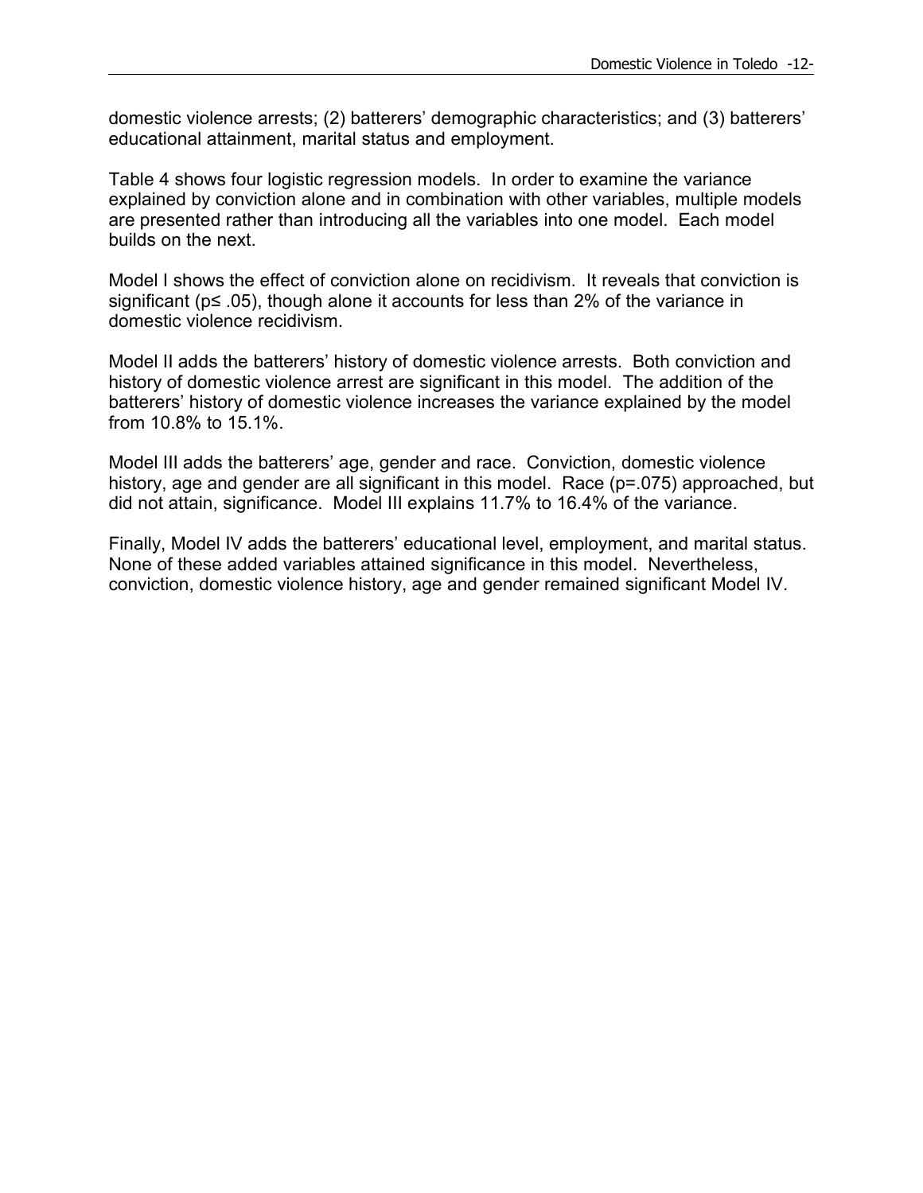domestic violence arrests; (2) batterers' demographic characteristics; and (3) batterers' educational attainment, marital status and employment.

Table 4 shows four logistic regression models. In order to examine the variance explained by conviction alone and in combination with other variables, multiple models are presented rather than introducing all the variables into one model. Each model builds on the next.

Model I shows the effect of conviction alone on recidivism. It reveals that conviction is significant ($p \leq .05$), though alone it accounts for less than 2% of the variance in domestic violence recidivism.

Model II adds the batterers' history of domestic violence arrests. Both conviction and history of domestic violence arrest are significant in this model. The addition of the batterers' history of domestic violence increases the variance explained by the model from 10.8% to 15.1%.

Model III adds the batterers' age, gender and race. Conviction, domestic violence history, age and gender are all significant in this model. Race ($p=.075$) approached, but did not attain, significance. Model III explains 11.7% to 16.4% of the variance.

Finally, Model IV adds the batterers' educational level, employment, and marital status. None of these added variables attained significance in this model. Nevertheless, conviction, domestic violence history, age and gender remained significant Model IV.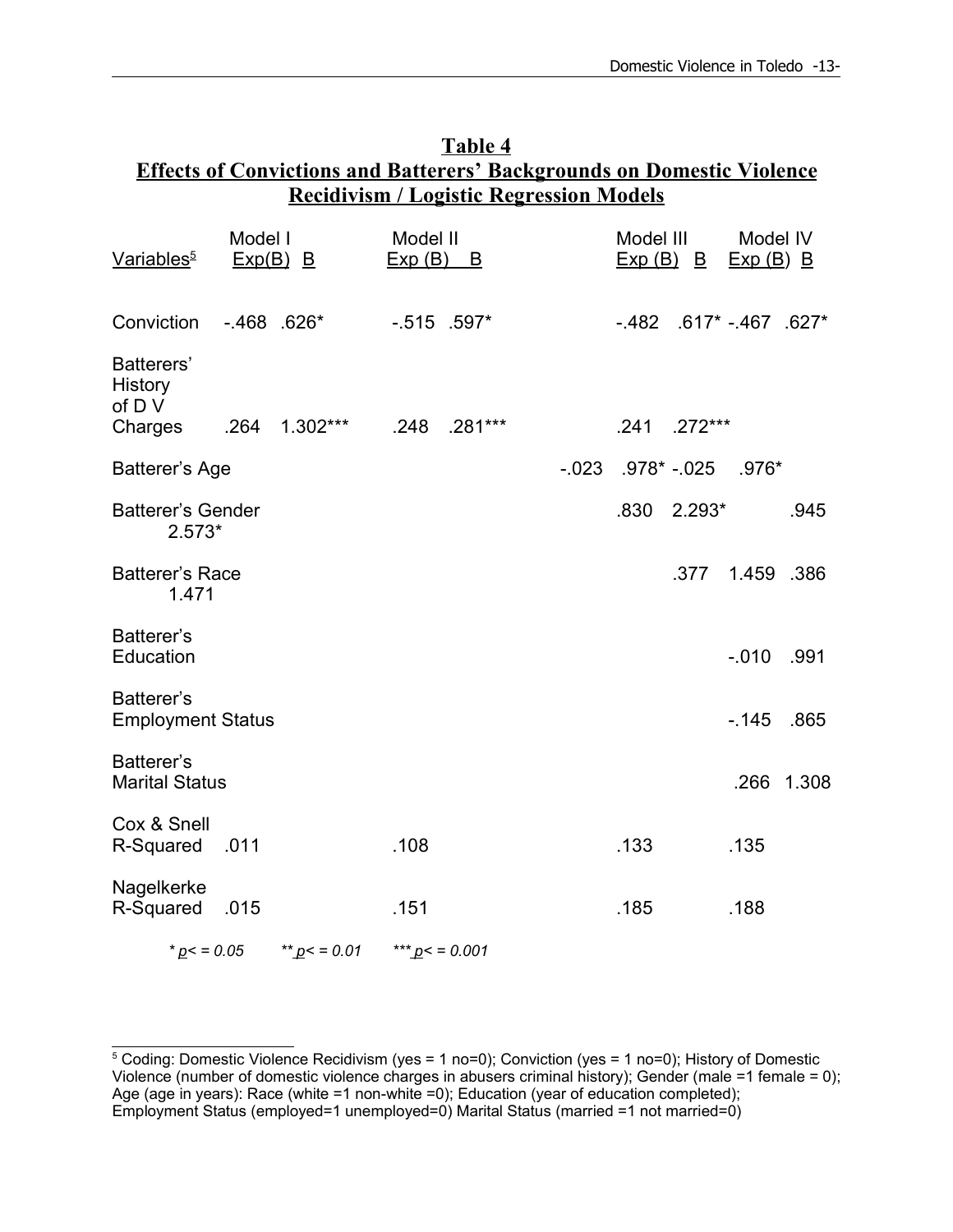## Table 4
## Effects of Convictions and Batterers' Backgrounds on Domestic Violence Recidivism / Logistic Regression Models

| Variables[5] | Model I Exp(B) | B | Model II Exp (B) | B | Model III Exp (B) | B | Model IV Exp (B) | B |
|---|---|---|---|---|---|---|---|---|
| Conviction | -.468 | .626* | -.515 | .597* | -.482 | .617* | -.467 | .627* |
| Batterers' History of D V Charges | .264 | 1.302*** | .248 | .281*** | .241 | .272*** | | |
| Batterer's Age | | | | | -.023 | .978* | -.025 | .976* |
| Batterer's Gender | | | | | .830 | 2.293* | .945 | 2.573* |
| Batterer's Race | | | | | .377 | 1.459 | .386 | 1.471 |
| Batterer's Education | | | | | | | -.010 | .991 |
| Batterer's Employment Status | | | | | | | -.145 | .865 |
| Batterer's Marital Status | | | | | | | .266 | 1.308 |
| Cox & Snell R-Squared | .011 | | .108 | | .133 | | .135 | |
| Nagelkerke R-Squared | .015 | | .151 | | .185 | | .188 | |

*\* p< = 0.05 \*\* p< = 0.01 \*\*\* p< = 0.001*

[5] Coding: Domestic Violence Recidivism (yes = 1 no=0); Conviction (yes = 1 no=0); History of Domestic Violence (number of domestic violence charges in abusers criminal history); Gender (male =1 female = 0); Age (age in years): Race (white =1 non-white =0); Education (year of education completed); Employment Status (employed=1 unemployed=0) Marital Status (married =1 not married=0)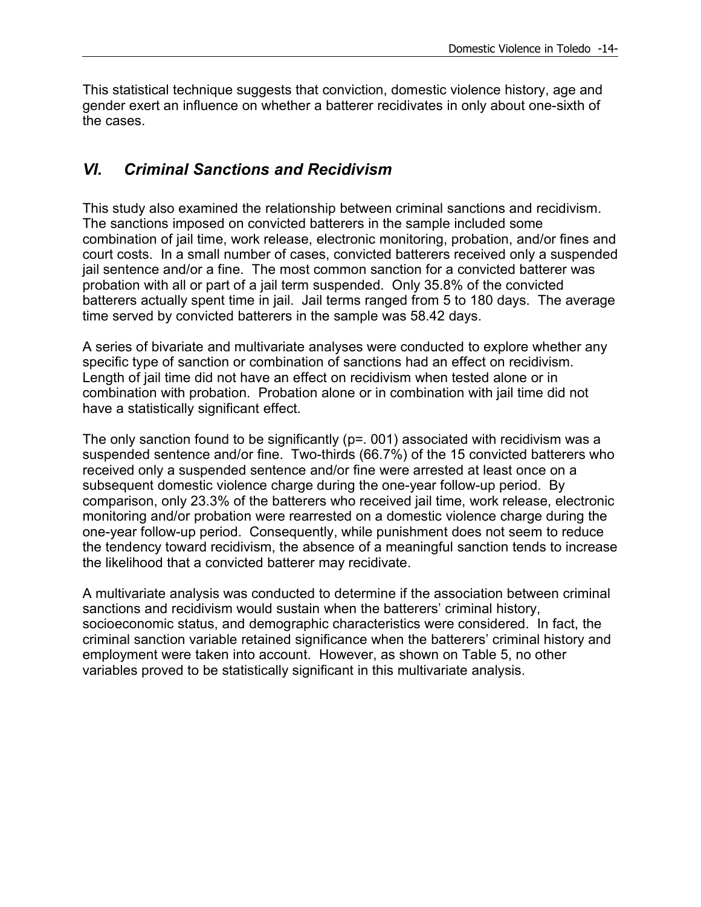This statistical technique suggests that conviction, domestic violence history, age and gender exert an influence on whether a batterer recidivates in only about one-sixth of the cases.

## *VI. Criminal Sanctions and Recidivism*

This study also examined the relationship between criminal sanctions and recidivism. The sanctions imposed on convicted batterers in the sample included some combination of jail time, work release, electronic monitoring, probation, and/or fines and court costs. In a small number of cases, convicted batterers received only a suspended jail sentence and/or a fine. The most common sanction for a convicted batterer was probation with all or part of a jail term suspended. Only 35.8% of the convicted batterers actually spent time in jail. Jail terms ranged from 5 to 180 days. The average time served by convicted batterers in the sample was 58.42 days.

A series of bivariate and multivariate analyses were conducted to explore whether any specific type of sanction or combination of sanctions had an effect on recidivism. Length of jail time did not have an effect on recidivism when tested alone or in combination with probation. Probation alone or in combination with jail time did not have a statistically significant effect.

The only sanction found to be significantly (p=. 001) associated with recidivism was a suspended sentence and/or fine. Two-thirds (66.7%) of the 15 convicted batterers who received only a suspended sentence and/or fine were arrested at least once on a subsequent domestic violence charge during the one-year follow-up period. By comparison, only 23.3% of the batterers who received jail time, work release, electronic monitoring and/or probation were rearrested on a domestic violence charge during the one-year follow-up period. Consequently, while punishment does not seem to reduce the tendency toward recidivism, the absence of a meaningful sanction tends to increase the likelihood that a convicted batterer may recidivate.

A multivariate analysis was conducted to determine if the association between criminal sanctions and recidivism would sustain when the batterers' criminal history, socioeconomic status, and demographic characteristics were considered. In fact, the criminal sanction variable retained significance when the batterers' criminal history and employment were taken into account. However, as shown on Table 5, no other variables proved to be statistically significant in this multivariate analysis.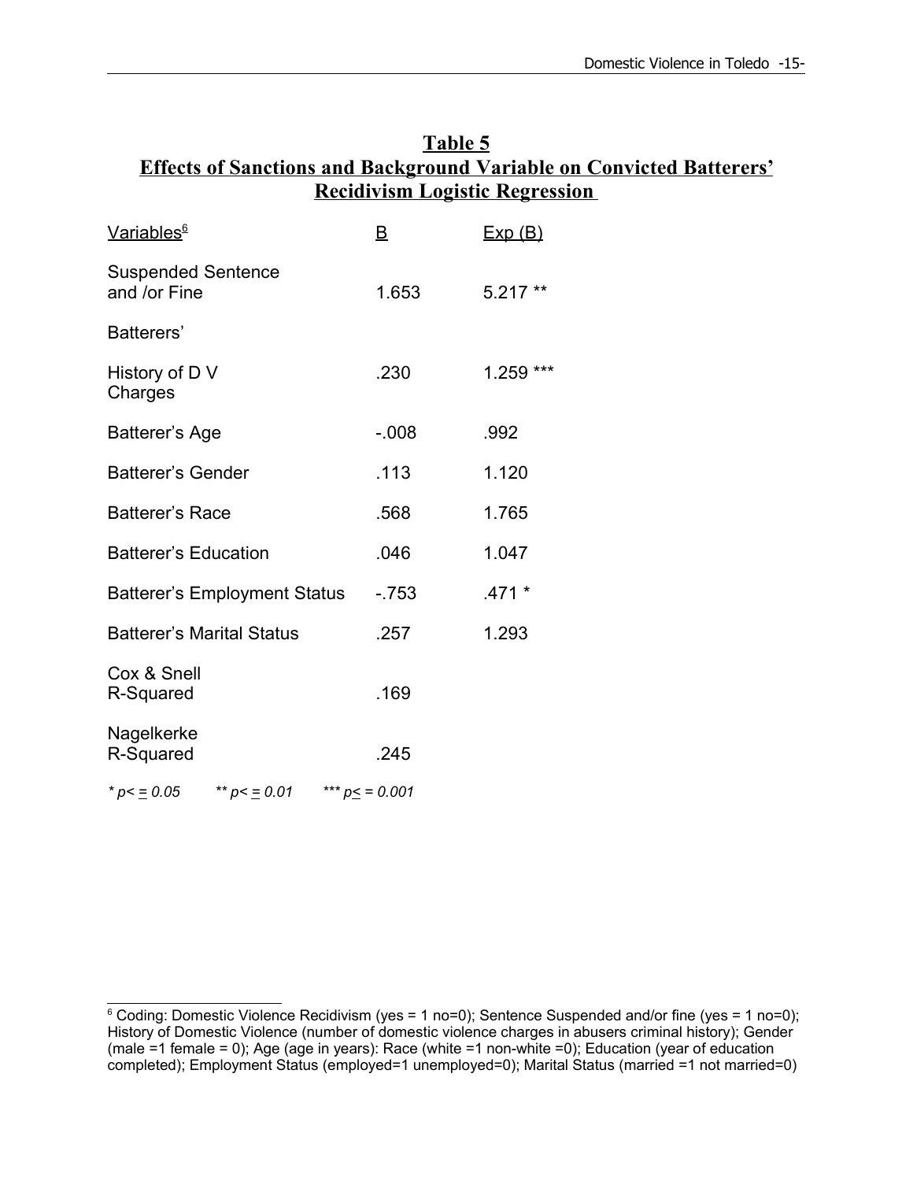## Table 5
## Effects of Sanctions and Background Variable on Convicted Batterers' Recidivism Logistic Regression

| Variables[6] | B | Exp (B) |
|---|---|---|
| Suspended Sentence and /or Fine | 1.653 | 5.217 ** |
| Batterers' | | |
| History of D V Charges | .230 | 1.259 *** |
| Batterer's Age | -.008 | .992 |
| Batterer's Gender | .113 | 1.120 |
| Batterer's Race | .568 | 1.765 |
| Batterer's Education | .046 | 1.047 |
| Batterer's Employment Status | -.753 | .471 * |
| Batterer's Marital Status | .257 | 1.293 |
| Cox & Snell R-Squared | .169 | |
| Nagelkerke R-Squared | .245 | |

*\* p< = 0.05 &nbsp;&nbsp;&nbsp; \*\* p< = 0.01 &nbsp;&nbsp;&nbsp; \*\*\* p≤ = 0.001*

[6] Coding: Domestic Violence Recidivism (yes = 1 no=0); Sentence Suspended and/or fine (yes = 1 no=0); History of Domestic Violence (number of domestic violence charges in abusers criminal history); Gender (male =1 female = 0); Age (age in years): Race (white =1 non-white =0); Education (year of education completed); Employment Status (employed=1 unemployed=0); Marital Status (married =1 not married=0)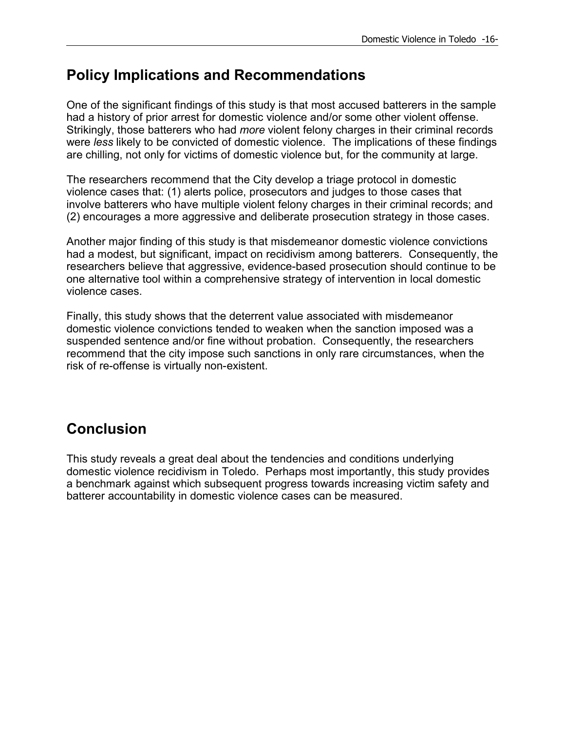## Policy Implications and Recommendations

One of the significant findings of this study is that most accused batterers in the sample had a history of prior arrest for domestic violence and/or some other violent offense. Strikingly, those batterers who had *more* violent felony charges in their criminal records were *less* likely to be convicted of domestic violence. The implications of these findings are chilling, not only for victims of domestic violence but, for the community at large.

The researchers recommend that the City develop a triage protocol in domestic violence cases that: (1) alerts police, prosecutors and judges to those cases that involve batterers who have multiple violent felony charges in their criminal records; and (2) encourages a more aggressive and deliberate prosecution strategy in those cases.

Another major finding of this study is that misdemeanor domestic violence convictions had a modest, but significant, impact on recidivism among batterers. Consequently, the researchers believe that aggressive, evidence-based prosecution should continue to be one alternative tool within a comprehensive strategy of intervention in local domestic violence cases.

Finally, this study shows that the deterrent value associated with misdemeanor domestic violence convictions tended to weaken when the sanction imposed was a suspended sentence and/or fine without probation. Consequently, the researchers recommend that the city impose such sanctions in only rare circumstances, when the risk of re-offense is virtually non-existent.

## Conclusion

This study reveals a great deal about the tendencies and conditions underlying domestic violence recidivism in Toledo. Perhaps most importantly, this study provides a benchmark against which subsequent progress towards increasing victim safety and batterer accountability in domestic violence cases can be measured.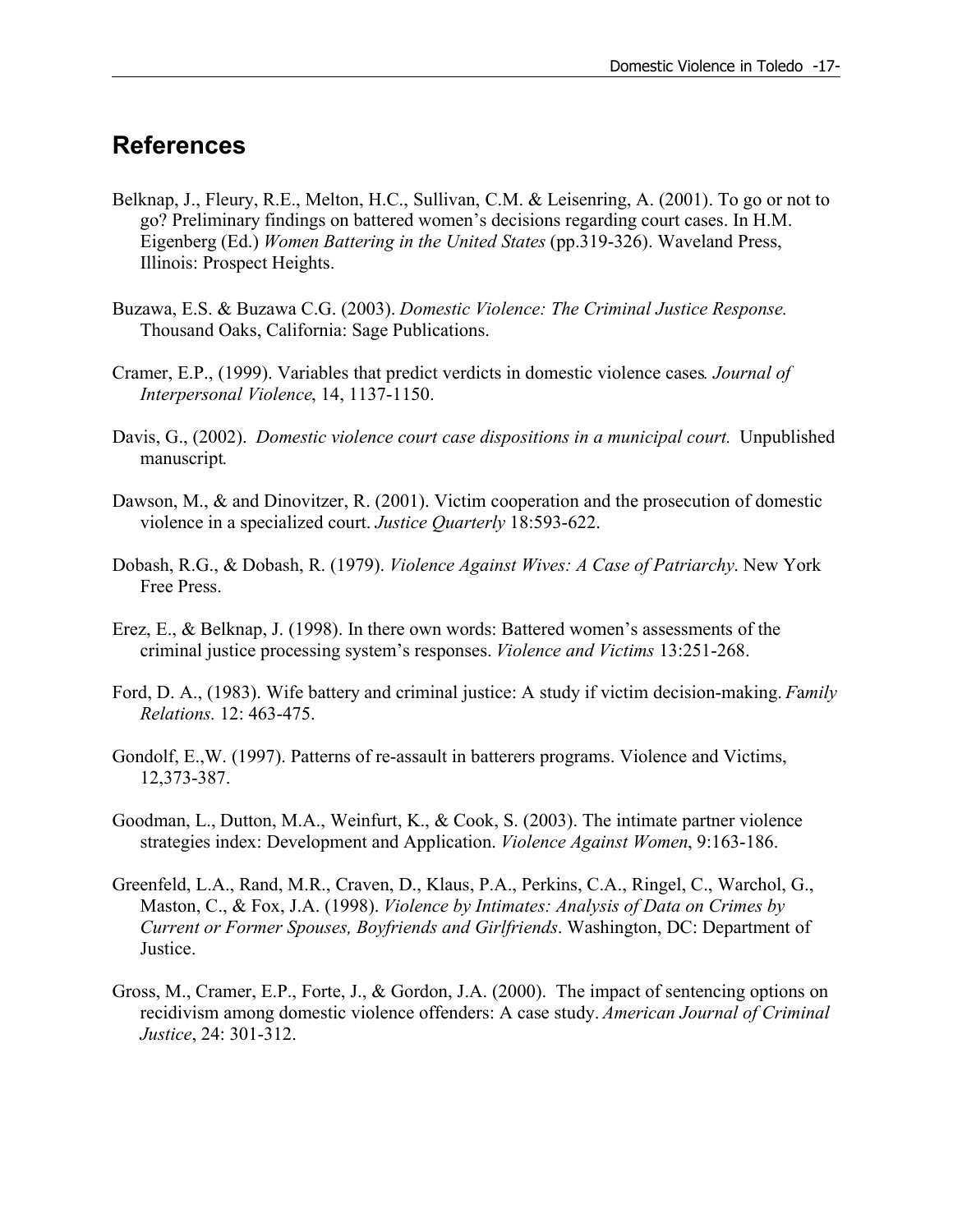## References

Belknap, J., Fleury, R.E., Melton, H.C., Sullivan, C.M. & Leisenring, A. (2001). To go or not to go? Preliminary findings on battered women's decisions regarding court cases. In H.M. Eigenberg (Ed.) *Women Battering in the United States* (pp.319-326). Waveland Press, Illinois: Prospect Heights.

Buzawa, E.S. & Buzawa C.G. (2003). *Domestic Violence: The Criminal Justice Response.* Thousand Oaks, California: Sage Publications.

Cramer, E.P., (1999). Variables that predict verdicts in domestic violence cases*. Journal of Interpersonal Violence*, 14, 1137-1150.

Davis, G., (2002). *Domestic violence court case dispositions in a municipal court.* Unpublished manuscript*.*

Dawson, M., & and Dinovitzer, R. (2001). Victim cooperation and the prosecution of domestic violence in a specialized court. *Justice Quarterly* 18:593-622.

Dobash, R.G., & Dobash, R. (1979). *Violence Against Wives: A Case of Patriarchy*. New York Free Press.

Erez, E., & Belknap, J. (1998). In there own words: Battered women's assessments of the criminal justice processing system's responses. *Violence and Victims* 13:251-268.

Ford, D. A., (1983). Wife battery and criminal justice: A study if victim decision-making. *Family Relations.* 12: 463-475.

Gondolf, E.,W. (1997). Patterns of re-assault in batterers programs. Violence and Victims, 12,373-387.

Goodman, L., Dutton, M.A., Weinfurt, K., & Cook, S. (2003). The intimate partner violence strategies index: Development and Application. *Violence Against Women*, 9:163-186.

Greenfeld, L.A., Rand, M.R., Craven, D., Klaus, P.A., Perkins, C.A., Ringel, C., Warchol, G., Maston, C., & Fox, J.A. (1998). *Violence by Intimates: Analysis of Data on Crimes by Current or Former Spouses, Boyfriends and Girlfriends*. Washington, DC: Department of Justice.

Gross, M., Cramer, E.P., Forte, J., & Gordon, J.A. (2000). The impact of sentencing options on recidivism among domestic violence offenders: A case study. *American Journal of Criminal Justice*, 24: 301-312.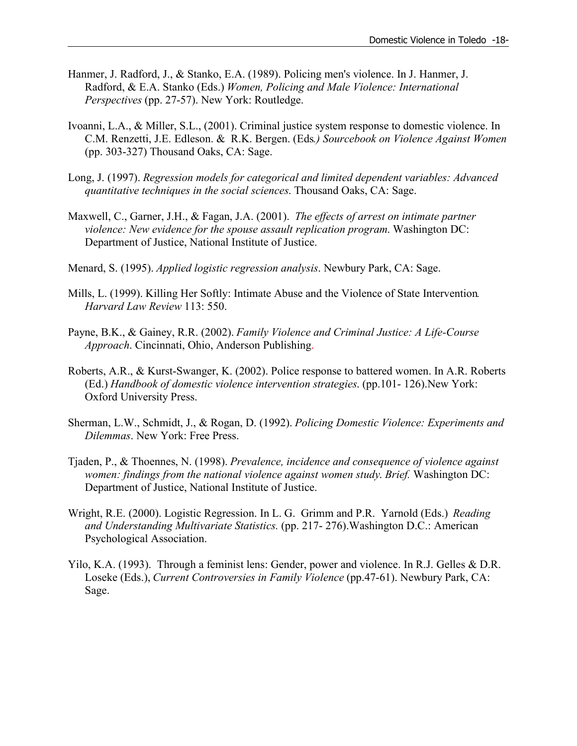Hanmer, J. Radford, J., & Stanko, E.A. (1989). Policing men's violence. In J. Hanmer, J. Radford, & E.A. Stanko (Eds.) *Women, Policing and Male Violence: International Perspectives* (pp. 27-57). New York: Routledge.

Ivoanni, L.A., & Miller, S.L., (2001). Criminal justice system response to domestic violence. In C.M. Renzetti, J.E. Edleson. & R.K. Bergen. (Eds*.) Sourcebook on Violence Against Women* (pp. 303-327) Thousand Oaks, CA: Sage.

Long, J. (1997). *Regression models for categorical and limited dependent variables: Advanced quantitative techniques in the social sciences*. Thousand Oaks, CA: Sage.

Maxwell, C., Garner, J.H., & Fagan, J.A. (2001). *The effects of arrest on intimate partner violence: New evidence for the spouse assault replication program*. Washington DC: Department of Justice, National Institute of Justice.

Menard, S. (1995). *Applied logistic regression analysis*. Newbury Park, CA: Sage.

Mills, L. (1999). Killing Her Softly: Intimate Abuse and the Violence of State Intervention. *Harvard Law Review* 113: 550.

Payne, B.K., & Gainey, R.R. (2002). *Family Violence and Criminal Justice: A Life-Course Approach*. Cincinnati, Ohio, Anderson Publishing.

Roberts, A.R., & Kurst-Swanger, K. (2002). Police response to battered women. In A.R. Roberts (Ed.) *Handbook of domestic violence intervention strategies*. (pp.101- 126).New York: Oxford University Press.

Sherman, L.W., Schmidt, J., & Rogan, D. (1992). *Policing Domestic Violence: Experiments and Dilemmas*. New York: Free Press.

Tjaden, P., & Thoennes, N. (1998). *Prevalence, incidence and consequence of violence against women: findings from the national violence against women study. Brief.* Washington DC: Department of Justice, National Institute of Justice.

Wright, R.E. (2000). Logistic Regression. In L. G. Grimm and P.R. Yarnold (Eds.) *Reading and Understanding Multivariate Statistics.* (pp. 217- 276).Washington D.C.: American Psychological Association.

Yilo, K.A. (1993). Through a feminist lens: Gender, power and violence. In R.J. Gelles & D.R. Loseke (Eds.), *Current Controversies in Family Violence* (pp.47-61). Newbury Park, CA: Sage.